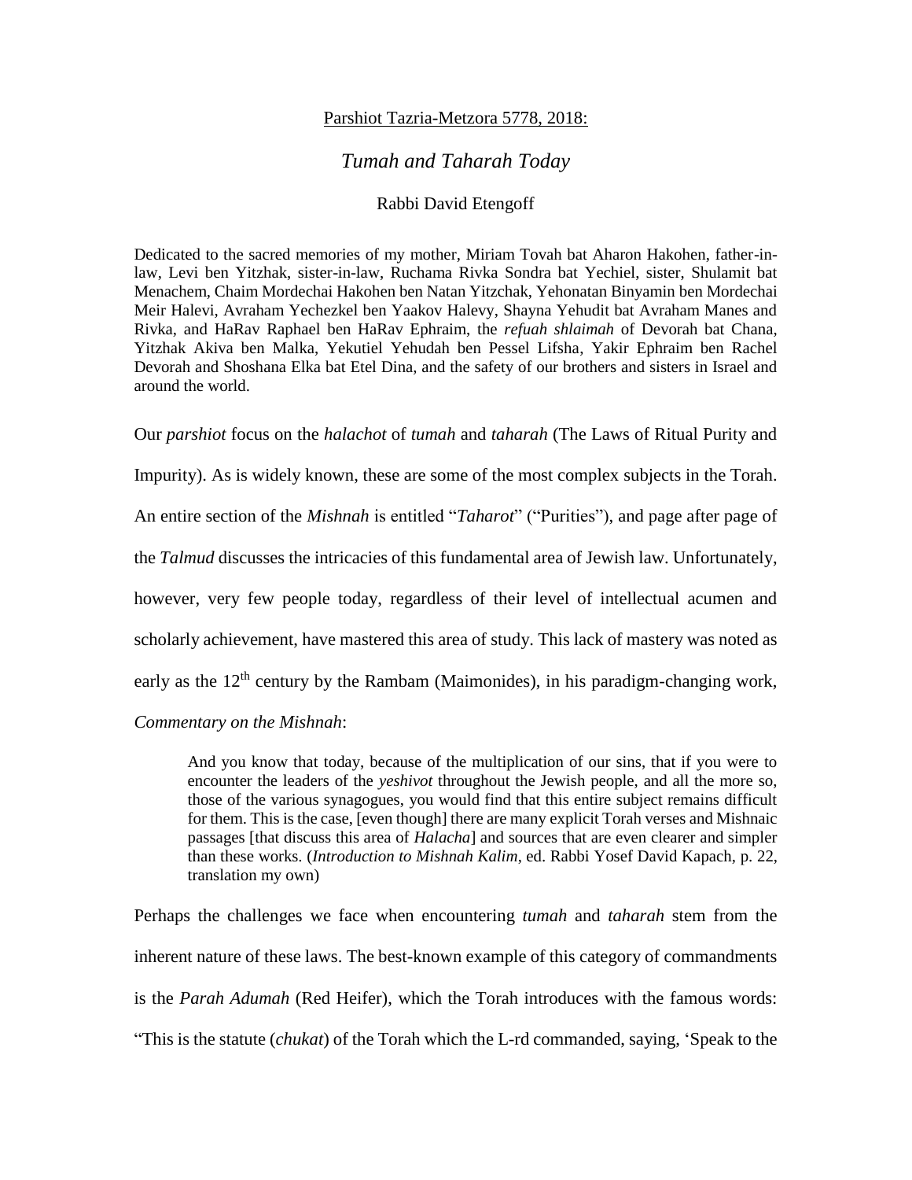Parshiot Tazria-Metzora 5778, 2018:

# *Tumah and Taharah Today*

Rabbi David Etengoff

Dedicated to the sacred memories of my mother, Miriam Tovah bat Aharon Hakohen, father-in-law, Levi ben Yitzhak, sister-in-law, Ruchama Rivka Sondra bat Yechiel, sister, Shulamit bat Menachem, Chaim Mordechai Hakohen ben Natan Yitzchak, Yehonatan Binyamin ben Mordechai Meir Halevi, Avraham Yechezkel ben Yaakov Halevy, Shayna Yehudit bat Avraham Manes and Rivka, and HaRav Raphael ben HaRav Ephraim, the *refuah shlaimah* of Devorah bat Chana, Yitzhak Akiva ben Malka, Yekutiel Yehudah ben Pessel Lifsha, Yakir Ephraim ben Rachel Devorah and Shoshana Elka bat Etel Dina, and the safety of our brothers and sisters in Israel and around the world.

Our *parshiot* focus on the *halachot* of *tumah* and *taharah* (The Laws of Ritual Purity and Impurity). As is widely known, these are some of the most complex subjects in the Torah. An entire section of the *Mishnah* is entitled "*Taharot*" ("Purities"), and page after page of the *Talmud* discusses the intricacies of this fundamental area of Jewish law. Unfortunately, however, very few people today, regardless of their level of intellectual acumen and scholarly achievement, have mastered this area of study. This lack of mastery was noted as early as the 12th century by the Rambam (Maimonides), in his paradigm-changing work, *Commentary on the Mishnah*:

> And you know that today, because of the multiplication of our sins, that if you were to encounter the leaders of the *yeshivot* throughout the Jewish people, and all the more so, those of the various synagogues, you would find that this entire subject remains difficult for them. This is the case, [even though] there are many explicit Torah verses and Mishnaic passages [that discuss this area of *Halacha*] and sources that are even clearer and simpler than these works. (*Introduction to Mishnah Kalim*, ed. Rabbi Yosef David Kapach, p. 22, translation my own)

Perhaps the challenges we face when encountering *tumah* and *taharah* stem from the inherent nature of these laws. The best-known example of this category of commandments is the *Parah Adumah* (Red Heifer), which the Torah introduces with the famous words: "This is the statute (*chukat*) of the Torah which the L-rd commanded, saying, 'Speak to the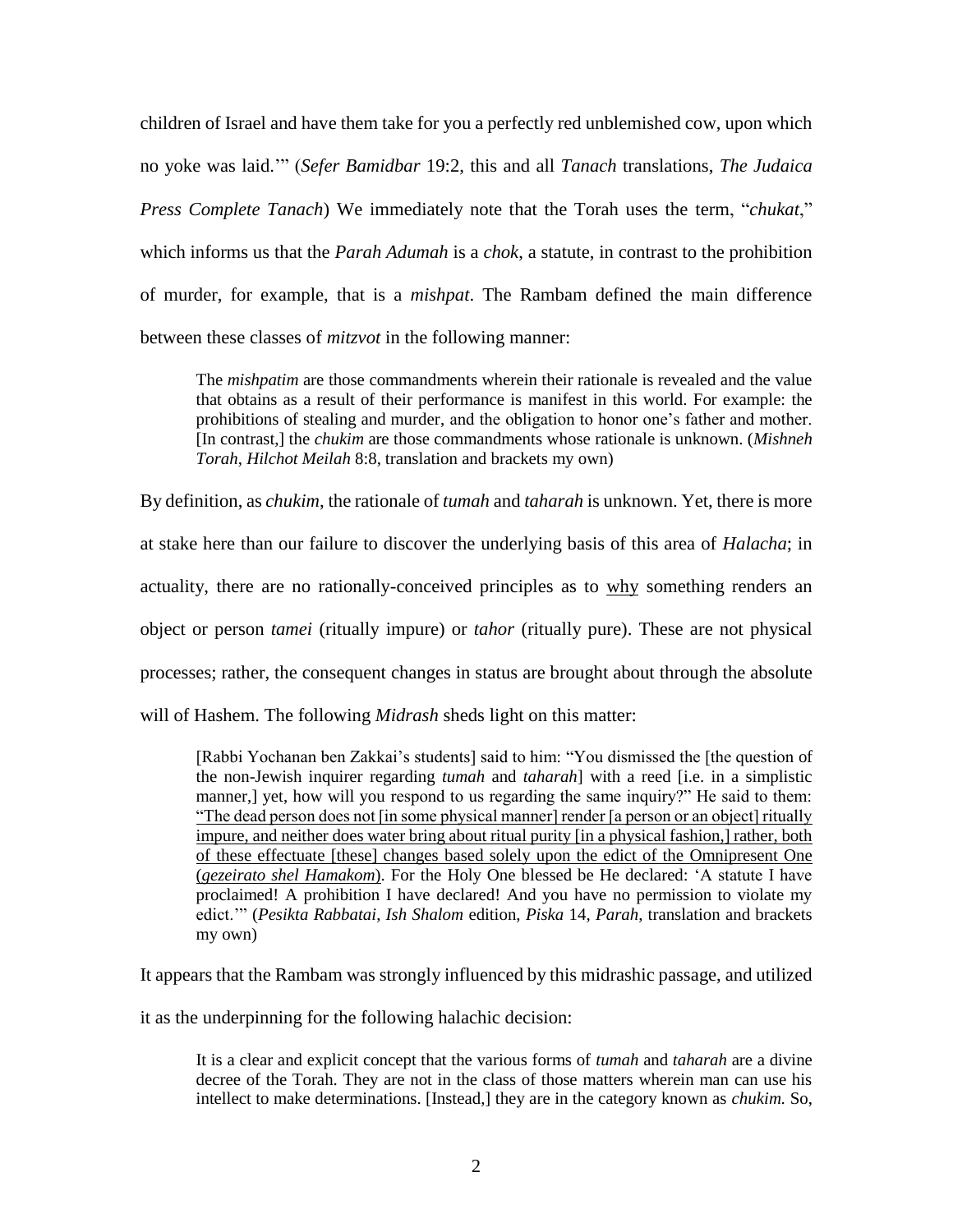children of Israel and have them take for you a perfectly red unblemished cow, upon which no yoke was laid.'" (*Sefer Bamidbar* 19:2, this and all *Tanach* translations, *The Judaica Press Complete Tanach*) We immediately note that the Torah uses the term, "*chukat*," which informs us that the *Parah Adumah* is a *chok*, a statute, in contrast to the prohibition of murder, for example, that is a *mishpat*. The Rambam defined the main difference between these classes of *mitzvot* in the following manner:

> The *mishpatim* are those commandments wherein their rationale is revealed and the value that obtains as a result of their performance is manifest in this world. For example: the prohibitions of stealing and murder, and the obligation to honor one's father and mother. [In contrast,] the *chukim* are those commandments whose rationale is unknown. (*Mishneh Torah*, *Hilchot Meilah* 8:8, translation and brackets my own)

By definition, as *chukim*, the rationale of *tumah* and *taharah* is unknown. Yet, there is more at stake here than our failure to discover the underlying basis of this area of *Halacha*; in actuality, there are no rationally-conceived principles as to <u>why</u> something renders an object or person *tamei* (ritually impure) or *tahor* (ritually pure). These are not physical processes; rather, the consequent changes in status are brought about through the absolute will of Hashem. The following *Midrash* sheds light on this matter:

> [Rabbi Yochanan ben Zakkai's students] said to him: "You dismissed the [the question of the non-Jewish inquirer regarding *tumah* and *taharah*] with a reed [i.e. in a simplistic manner,] yet, how will you respond to us regarding the same inquiry?" He said to them: <u>"The dead person does not [in some physical manner] render [a person or an object] ritually impure, and neither does water bring about ritual purity [in a physical fashion,] rather, both of these effectuate [these] changes based solely upon the edict of the Omnipresent One (*gezeirato shel Hamakom*)</u>. For the Holy One blessed be He declared: 'A statute I have proclaimed! A prohibition I have declared! And you have no permission to violate my edict.'" (*Pesikta Rabbatai*, *Ish Shalom* edition, *Piska* 14, *Parah*, translation and brackets my own)

It appears that the Rambam was strongly influenced by this midrashic passage, and utilized it as the underpinning for the following halachic decision:

> It is a clear and explicit concept that the various forms of *tumah* and *taharah* are a divine decree of the Torah. They are not in the class of those matters wherein man can use his intellect to make determinations. [Instead,] they are in the category known as *chukim.* So,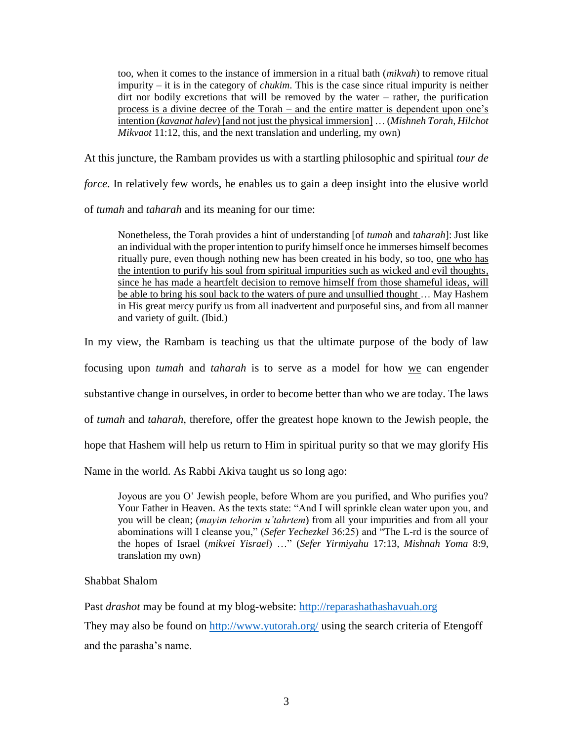> too, when it comes to the instance of immersion in a ritual bath (*mikvah*) to remove ritual impurity – it is in the category of *chukim*. This is the case since ritual impurity is neither dirt nor bodily excretions that will be removed by the water – rather, <u>the purification process is a divine decree of the Torah – and the entire matter is dependent upon one's intention (*kavanat halev*) [and not just the physical immersion]</u> … (*Mishneh Torah*, *Hilchot Mikvaot* 11:12, this, and the next translation and underling, my own)

At this juncture, the Rambam provides us with a startling philosophic and spiritual *tour de force*. In relatively few words, he enables us to gain a deep insight into the elusive world of *tumah* and *taharah* and its meaning for our time:

> Nonetheless, the Torah provides a hint of understanding [of *tumah* and *taharah*]: Just like an individual with the proper intention to purify himself once he immerses himself becomes ritually pure, even though nothing new has been created in his body, so too, <u>one who has the intention to purify his soul from spiritual impurities such as wicked and evil thoughts, since he has made a heartfelt decision to remove himself from those shameful ideas, will be able to bring his soul back to the waters of pure and unsullied thought</u> … May Hashem in His great mercy purify us from all inadvertent and purposeful sins, and from all manner and variety of guilt. (Ibid.)

In my view, the Rambam is teaching us that the ultimate purpose of the body of law focusing upon *tumah* and *taharah* is to serve as a model for how <u>we</u> can engender substantive change in ourselves, in order to become better than who we are today. The laws of *tumah* and *taharah*, therefore, offer the greatest hope known to the Jewish people, the hope that Hashem will help us return to Him in spiritual purity so that we may glorify His Name in the world. As Rabbi Akiva taught us so long ago:

> Joyous are you O' Jewish people, before Whom are you purified, and Who purifies you? Your Father in Heaven. As the texts state: "And I will sprinkle clean water upon you, and you will be clean; (*mayim tehorim u'tahrtem*) from all your impurities and from all your abominations will I cleanse you," (*Sefer Yechezkel* 36:25) and "The L-rd is the source of the hopes of Israel (*mikvei Yisrael*) …" (*Sefer Yirmiyahu* 17:13, *Mishnah Yoma* 8:9, translation my own)

Shabbat Shalom

Past *drashot* may be found at my blog-website: http://reparashathashavuah.org

They may also be found on http://www.yutorah.org/ using the search criteria of Etengoff and the parasha's name.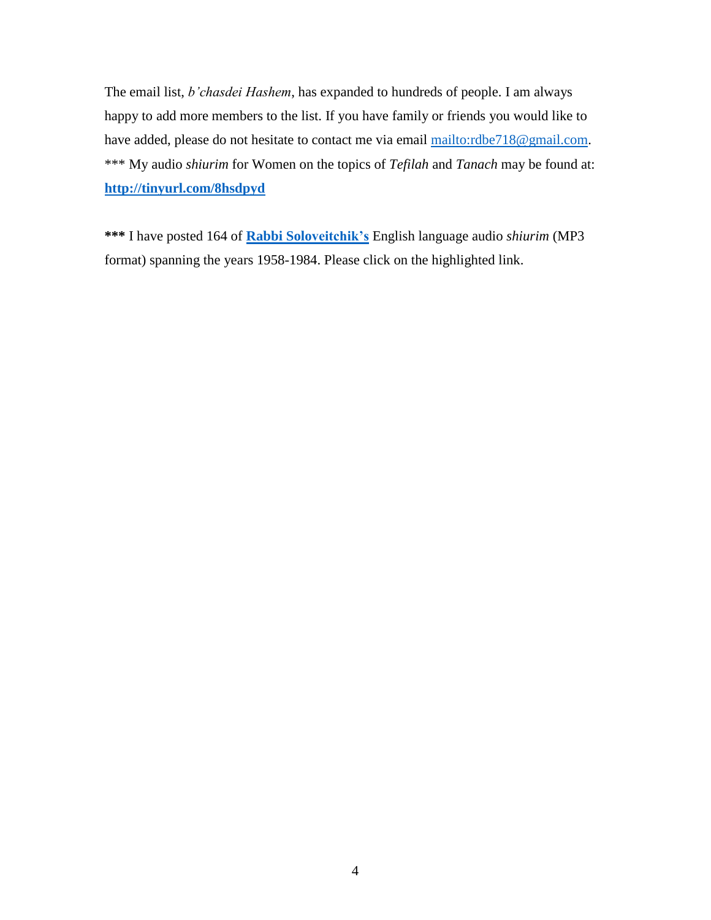The email list, *b'chasdei Hashem*, has expanded to hundreds of people. I am always happy to add more members to the list. If you have family or friends you would like to have added, please do not hesitate to contact me via email mailto:rdbe718@gmail.com.
*** My audio *shiurim* for Women on the topics of *Tefilah* and *Tanach* may be found at: **http://tinyurl.com/8hsdpyd**

**\*\*\*** I have posted 164 of **Rabbi Soloveitchik's** English language audio *shiurim* (MP3 format) spanning the years 1958-1984. Please click on the highlighted link.